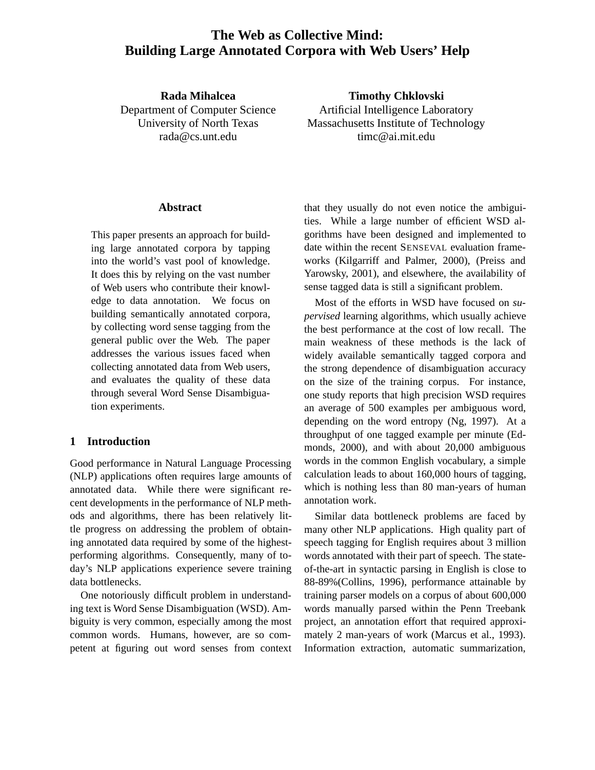# The Web as Collective Mind: Building Large Annotated Corpora with Web Users' Help

**Rada Mihalcea**
Department of Computer Science
University of North Texas
rada@cs.unt.edu

**Timothy Chklovski**
Artificial Intelligence Laboratory
Massachusetts Institute of Technology
timc@ai.mit.edu

## Abstract

This paper presents an approach for building large annotated corpora by tapping into the world's vast pool of knowledge. It does this by relying on the vast number of Web users who contribute their knowledge to data annotation. We focus on building semantically annotated corpora, by collecting word sense tagging from the general public over the Web. The paper addresses the various issues faced when collecting annotated data from Web users, and evaluates the quality of these data through several Word Sense Disambiguation experiments.

## 1 Introduction

Good performance in Natural Language Processing (NLP) applications often requires large amounts of annotated data. While there were significant recent developments in the performance of NLP methods and algorithms, there has been relatively little progress on addressing the problem of obtaining annotated data required by some of the highest-performing algorithms. Consequently, many of today's NLP applications experience severe training data bottlenecks.

One notoriously difficult problem in understanding text is Word Sense Disambiguation (WSD). Ambiguity is very common, especially among the most common words. Humans, however, are so competent at figuring out word senses from context that they usually do not even notice the ambiguities. While a large number of efficient WSD algorithms have been designed and implemented to date within the recent SENSEVAL evaluation frameworks (Kilgarriff and Palmer, 2000), (Preiss and Yarowsky, 2001), and elsewhere, the availability of sense tagged data is still a significant problem.

Most of the efforts in WSD have focused on *supervised* learning algorithms, which usually achieve the best performance at the cost of low recall. The main weakness of these methods is the lack of widely available semantically tagged corpora and the strong dependence of disambiguation accuracy on the size of the training corpus. For instance, one study reports that high precision WSD requires an average of 500 examples per ambiguous word, depending on the word entropy (Ng, 1997). At a throughput of one tagged example per minute (Edmonds, 2000), and with about 20,000 ambiguous words in the common English vocabulary, a simple calculation leads to about 160,000 hours of tagging, which is nothing less than 80 man-years of human annotation work.

Similar data bottleneck problems are faced by many other NLP applications. High quality part of speech tagging for English requires about 3 million words annotated with their part of speech. The state-of-the-art in syntactic parsing in English is close to 88-89%(Collins, 1996), performance attainable by training parser models on a corpus of about 600,000 words manually parsed within the Penn Treebank project, an annotation effort that required approximately 2 man-years of work (Marcus et al., 1993). Information extraction, automatic summarization,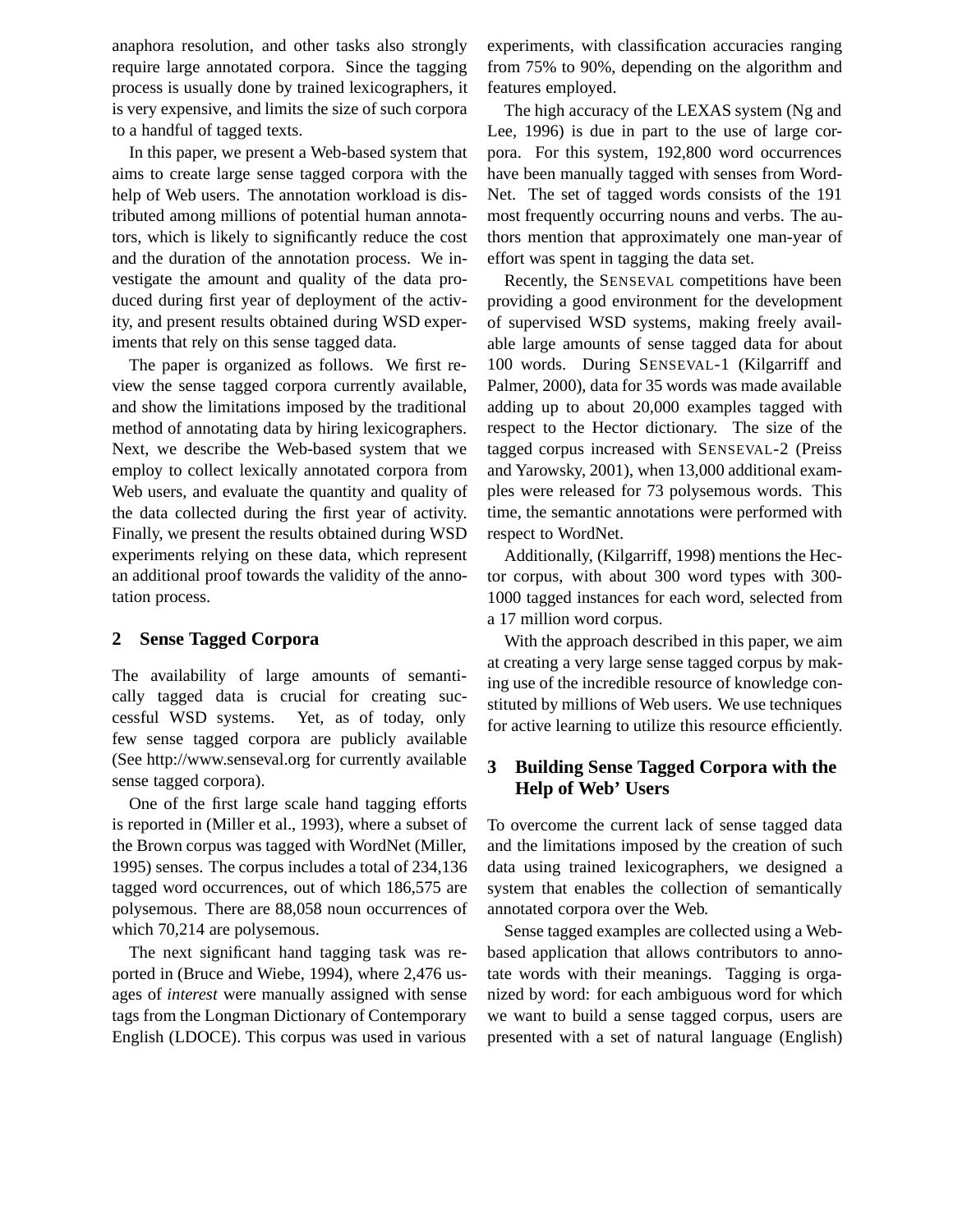anaphora resolution, and other tasks also strongly require large annotated corpora. Since the tagging process is usually done by trained lexicographers, it is very expensive, and limits the size of such corpora to a handful of tagged texts.

In this paper, we present a Web-based system that aims to create large sense tagged corpora with the help of Web users. The annotation workload is distributed among millions of potential human annotators, which is likely to significantly reduce the cost and the duration of the annotation process. We investigate the amount and quality of the data produced during first year of deployment of the activity, and present results obtained during WSD experiments that rely on this sense tagged data.

The paper is organized as follows. We first review the sense tagged corpora currently available, and show the limitations imposed by the traditional method of annotating data by hiring lexicographers. Next, we describe the Web-based system that we employ to collect lexically annotated corpora from Web users, and evaluate the quantity and quality of the data collected during the first year of activity. Finally, we present the results obtained during WSD experiments relying on these data, which represent an additional proof towards the validity of the annotation process.

## 2 Sense Tagged Corpora

The availability of large amounts of semantically tagged data is crucial for creating successful WSD systems. Yet, as of today, only few sense tagged corpora are publicly available (See http://www.senseval.org for currently available sense tagged corpora).

One of the first large scale hand tagging efforts is reported in (Miller et al., 1993), where a subset of the Brown corpus was tagged with WordNet (Miller, 1995) senses. The corpus includes a total of 234,136 tagged word occurrences, out of which 186,575 are polysemous. There are 88,058 noun occurrences of which 70,214 are polysemous.

The next significant hand tagging task was reported in (Bruce and Wiebe, 1994), where 2,476 usages of *interest* were manually assigned with sense tags from the Longman Dictionary of Contemporary English (LDOCE). This corpus was used in various experiments, with classification accuracies ranging from 75% to 90%, depending on the algorithm and features employed.

The high accuracy of the LEXAS system (Ng and Lee, 1996) is due in part to the use of large corpora. For this system, 192,800 word occurrences have been manually tagged with senses from WordNet. The set of tagged words consists of the 191 most frequently occurring nouns and verbs. The authors mention that approximately one man-year of effort was spent in tagging the data set.

Recently, the SENSEVAL competitions have been providing a good environment for the development of supervised WSD systems, making freely available large amounts of sense tagged data for about 100 words. During SENSEVAL-1 (Kilgarriff and Palmer, 2000), data for 35 words was made available adding up to about 20,000 examples tagged with respect to the Hector dictionary. The size of the tagged corpus increased with SENSEVAL-2 (Preiss and Yarowsky, 2001), when 13,000 additional examples were released for 73 polysemous words. This time, the semantic annotations were performed with respect to WordNet.

Additionally, (Kilgarriff, 1998) mentions the Hector corpus, with about 300 word types with 300-1000 tagged instances for each word, selected from a 17 million word corpus.

With the approach described in this paper, we aim at creating a very large sense tagged corpus by making use of the incredible resource of knowledge constituted by millions of Web users. We use techniques for active learning to utilize this resource efficiently.

## 3 Building Sense Tagged Corpora with the Help of Web' Users

To overcome the current lack of sense tagged data and the limitations imposed by the creation of such data using trained lexicographers, we designed a system that enables the collection of semantically annotated corpora over the Web.

Sense tagged examples are collected using a Web-based application that allows contributors to annotate words with their meanings. Tagging is organized by word: for each ambiguous word for which we want to build a sense tagged corpus, users are presented with a set of natural language (English)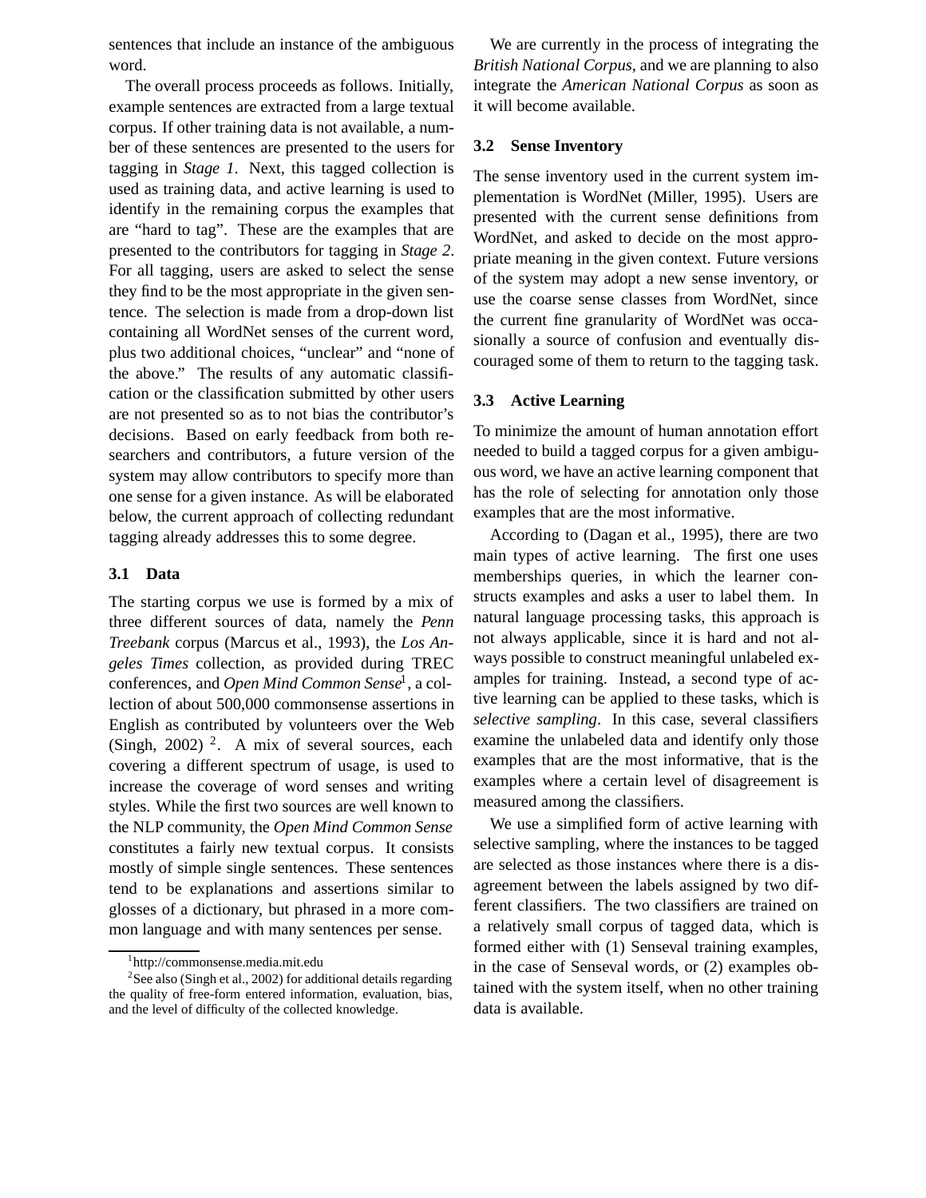sentences that include an instance of the ambiguous word.

The overall process proceeds as follows. Initially, example sentences are extracted from a large textual corpus. If other training data is not available, a number of these sentences are presented to the users for tagging in *Stage 1*. Next, this tagged collection is used as training data, and active learning is used to identify in the remaining corpus the examples that are "hard to tag". These are the examples that are presented to the contributors for tagging in *Stage 2*. For all tagging, users are asked to select the sense they find to be the most appropriate in the given sentence. The selection is made from a drop-down list containing all WordNet senses of the current word, plus two additional choices, "unclear" and "none of the above." The results of any automatic classification or the classification submitted by other users are not presented so as to not bias the contributor's decisions. Based on early feedback from both researchers and contributors, a future version of the system may allow contributors to specify more than one sense for a given instance. As will be elaborated below, the current approach of collecting redundant tagging already addresses this to some degree.

### 3.1 Data

The starting corpus we use is formed by a mix of three different sources of data, namely the *Penn Treebank* corpus (Marcus et al., 1993), the *Los Angeles Times* collection, as provided during TREC conferences, and *Open Mind Common Sense*[1], a collection of about 500,000 commonsense assertions in English as contributed by volunteers over the Web (Singh, 2002) [2]. A mix of several sources, each covering a different spectrum of usage, is used to increase the coverage of word senses and writing styles. While the first two sources are well known to the NLP community, the *Open Mind Common Sense* constitutes a fairly new textual corpus. It consists mostly of simple single sentences. These sentences tend to be explanations and assertions similar to glosses of a dictionary, but phrased in a more common language and with many sentences per sense.

We are currently in the process of integrating the *British National Corpus*, and we are planning to also integrate the *American National Corpus* as soon as it will become available.

### 3.2 Sense Inventory

The sense inventory used in the current system implementation is WordNet (Miller, 1995). Users are presented with the current sense definitions from WordNet, and asked to decide on the most appropriate meaning in the given context. Future versions of the system may adopt a new sense inventory, or use the coarse sense classes from WordNet, since the current fine granularity of WordNet was occasionally a source of confusion and eventually discouraged some of them to return to the tagging task.

### 3.3 Active Learning

To minimize the amount of human annotation effort needed to build a tagged corpus for a given ambiguous word, we have an active learning component that has the role of selecting for annotation only those examples that are the most informative.

According to (Dagan et al., 1995), there are two main types of active learning. The first one uses memberships queries, in which the learner constructs examples and asks a user to label them. In natural language processing tasks, this approach is not always applicable, since it is hard and not always possible to construct meaningful unlabeled examples for training. Instead, a second type of active learning can be applied to these tasks, which is *selective sampling*. In this case, several classifiers examine the unlabeled data and identify only those examples that are the most informative, that is the examples where a certain level of disagreement is measured among the classifiers.

We use a simplified form of active learning with selective sampling, where the instances to be tagged are selected as those instances where there is a disagreement between the labels assigned by two different classifiers. The two classifiers are trained on a relatively small corpus of tagged data, which is formed either with (1) Senseval training examples, in the case of Senseval words, or (2) examples obtained with the system itself, when no other training data is available.

[1] http://commonsense.media.mit.edu

[2] See also (Singh et al., 2002) for additional details regarding the quality of free-form entered information, evaluation, bias, and the level of difficulty of the collected knowledge.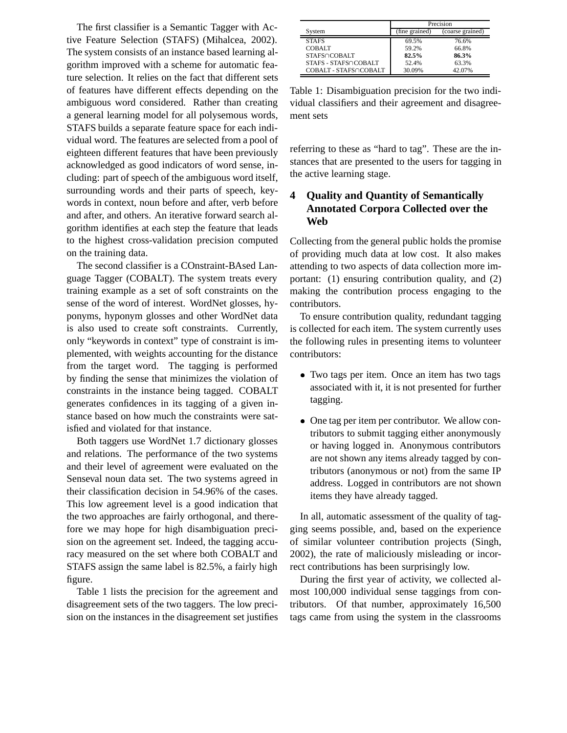The first classifier is a Semantic Tagger with Active Feature Selection (STAFS) (Mihalcea, 2002). The system consists of an instance based learning algorithm improved with a scheme for automatic feature selection. It relies on the fact that different sets of features have different effects depending on the ambiguous word considered. Rather than creating a general learning model for all polysemous words, STAFS builds a separate feature space for each individual word. The features are selected from a pool of eighteen different features that have been previously acknowledged as good indicators of word sense, including: part of speech of the ambiguous word itself, surrounding words and their parts of speech, keywords in context, noun before and after, verb before and after, and others. An iterative forward search algorithm identifies at each step the feature that leads to the highest cross-validation precision computed on the training data.

The second classifier is a COnstraint-BAsed Language Tagger (COBALT). The system treats every training example as a set of soft constraints on the sense of the word of interest. WordNet glosses, hyponyms, hyponym glosses and other WordNet data is also used to create soft constraints. Currently, only "keywords in context" type of constraint is implemented, with weights accounting for the distance from the target word. The tagging is performed by finding the sense that minimizes the violation of constraints in the instance being tagged. COBALT generates confidences in its tagging of a given instance based on how much the constraints were satisfied and violated for that instance.

Both taggers use WordNet 1.7 dictionary glosses and relations. The performance of the two systems and their level of agreement were evaluated on the Senseval noun data set. The two systems agreed in their classification decision in 54.96% of the cases. This low agreement level is a good indication that the two approaches are fairly orthogonal, and therefore we may hope for high disambiguation precision on the agreement set. Indeed, the tagging accuracy measured on the set where both COBALT and STAFS assign the same label is 82.5%, a fairly high figure.

Table 1 lists the precision for the agreement and disagreement sets of the two taggers. The low precision on the instances in the disagreement set justifies referring to these as "hard to tag". These are the instances that are presented to the users for tagging in the active learning stage.

| | Precision | |
|---|---|---|
| System | (fine grained) | (coarse grained) |
| STAFS | 69.5% | 76.6% |
| COBALT | 59.2% | 66.8% |
| STAFS∩COBALT | **82.5%** | **86.3%** |
| STAFS - STAFS∩COBALT | 52.4% | 63.3% |
| COBALT - STAFS∩COBALT | 30.09% | 42.07% |

Table 1: Disambiguation precision for the two individual classifiers and their agreement and disagreement sets

## 4 Quality and Quantity of Semantically Annotated Corpora Collected over the Web

Collecting from the general public holds the promise of providing much data at low cost. It also makes attending to two aspects of data collection more important: (1) ensuring contribution quality, and (2) making the contribution process engaging to the contributors.

To ensure contribution quality, redundant tagging is collected for each item. The system currently uses the following rules in presenting items to volunteer contributors:

- Two tags per item. Once an item has two tags associated with it, it is not presented for further tagging.
- One tag per item per contributor. We allow contributors to submit tagging either anonymously or having logged in. Anonymous contributors are not shown any items already tagged by contributors (anonymous or not) from the same IP address. Logged in contributors are not shown items they have already tagged.

In all, automatic assessment of the quality of tagging seems possible, and, based on the experience of similar volunteer contribution projects (Singh, 2002), the rate of maliciously misleading or incorrect contributions has been surprisingly low.

During the first year of activity, we collected almost 100,000 individual sense taggings from contributors. Of that number, approximately 16,500 tags came from using the system in the classrooms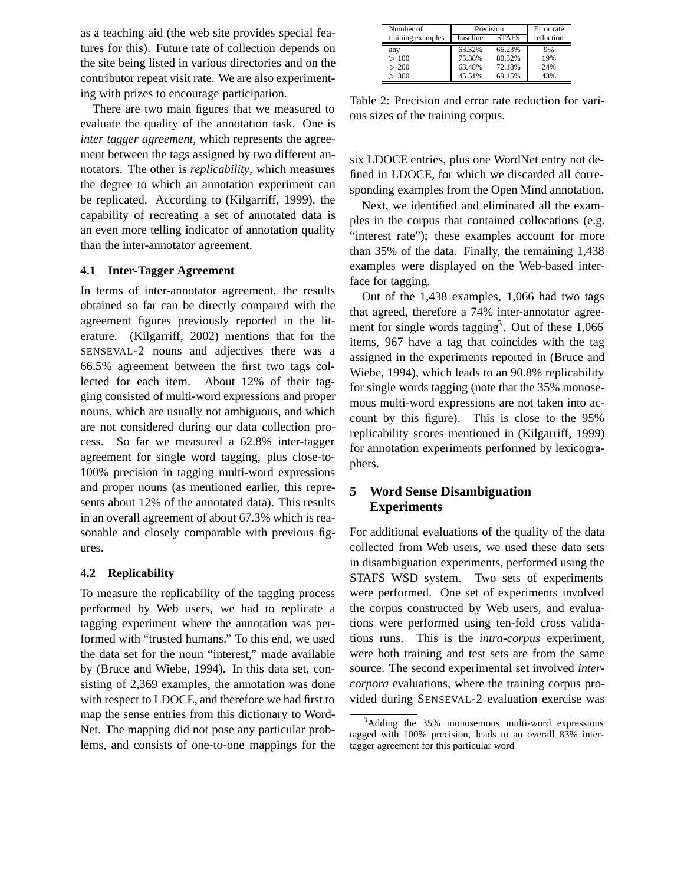as a teaching aid (the web site provides special features for this). Future rate of collection depends on the site being listed in various directories and on the contributor repeat visit rate. We are also experimenting with prizes to encourage participation.

There are two main figures that we measured to evaluate the quality of the annotation task. One is *inter tagger agreement*, which represents the agreement between the tags assigned by two different annotators. The other is *replicability*, which measures the degree to which an annotation experiment can be replicated. According to (Kilgarriff, 1999), the capability of recreating a set of annotated data is an even more telling indicator of annotation quality than the inter-annotator agreement.

### 4.1 Inter-Tagger Agreement

In terms of inter-annotator agreement, the results obtained so far can be directly compared with the agreement figures previously reported in the literature. (Kilgarriff, 2002) mentions that for the SENSEVAL-2 nouns and adjectives there was a 66.5% agreement between the first two tags collected for each item. About 12% of their tagging consisted of multi-word expressions and proper nouns, which are usually not ambiguous, and which are not considered during our data collection process. So far we measured a 62.8% inter-tagger agreement for single word tagging, plus close-to-100% precision in tagging multi-word expressions and proper nouns (as mentioned earlier, this represents about 12% of the annotated data). This results in an overall agreement of about 67.3% which is reasonable and closely comparable with previous figures.

### 4.2 Replicability

To measure the replicability of the tagging process performed by Web users, we had to replicate a tagging experiment where the annotation was performed with "trusted humans." To this end, we used the data set for the noun "interest," made available by (Bruce and Wiebe, 1994). In this data set, consisting of 2,369 examples, the annotation was done with respect to LDOCE, and therefore we had first to map the sense entries from this dictionary to WordNet. The mapping did not pose any particular problems, and consists of one-to-one mappings for the six LDOCE entries, plus one WordNet entry not defined in LDOCE, for which we discarded all corresponding examples from the Open Mind annotation.

| Number of training examples | Precision | | Error rate reduction |
|---|---|---|---|
| | baseline | STAFS | |
| any | 63.32% | 66.23% | 9% |
| $> 100$ | 75.88% | 80.32% | 19% |
| $> 200$ | 63.48% | 72.18% | 24% |
| $> 300$ | 45.51% | 69.15% | 43% |

Table 2: Precision and error rate reduction for various sizes of the training corpus.

Next, we identified and eliminated all the examples in the corpus that contained collocations (e.g. "interest rate"); these examples account for more than 35% of the data. Finally, the remaining 1,438 examples were displayed on the Web-based interface for tagging.

Out of the 1,438 examples, 1,066 had two tags that agreed, therefore a 74% inter-annotator agreement for single words tagging[3]. Out of these 1,066 items, 967 have a tag that coincides with the tag assigned in the experiments reported in (Bruce and Wiebe, 1994), which leads to an 90.8% replicability for single words tagging (note that the 35% monosemous multi-word expressions are not taken into account by this figure). This is close to the 95% replicability scores mentioned in (Kilgarriff, 1999) for annotation experiments performed by lexicographers.

## 5 Word Sense Disambiguation Experiments

For additional evaluations of the quality of the data collected from Web users, we used these data sets in disambiguation experiments, performed using the STAFS WSD system. Two sets of experiments were performed. One set of experiments involved the corpus constructed by Web users, and evaluations were performed using ten-fold cross validations runs. This is the *intra-corpus* experiment, were both training and test sets are from the same source. The second experimental set involved *inter-corpora* evaluations, where the training corpus provided during SENSEVAL-2 evaluation exercise was

[3] Adding the 35% monosemous multi-word expressions tagged with 100% precision, leads to an overall 83% inter-tagger agreement for this particular word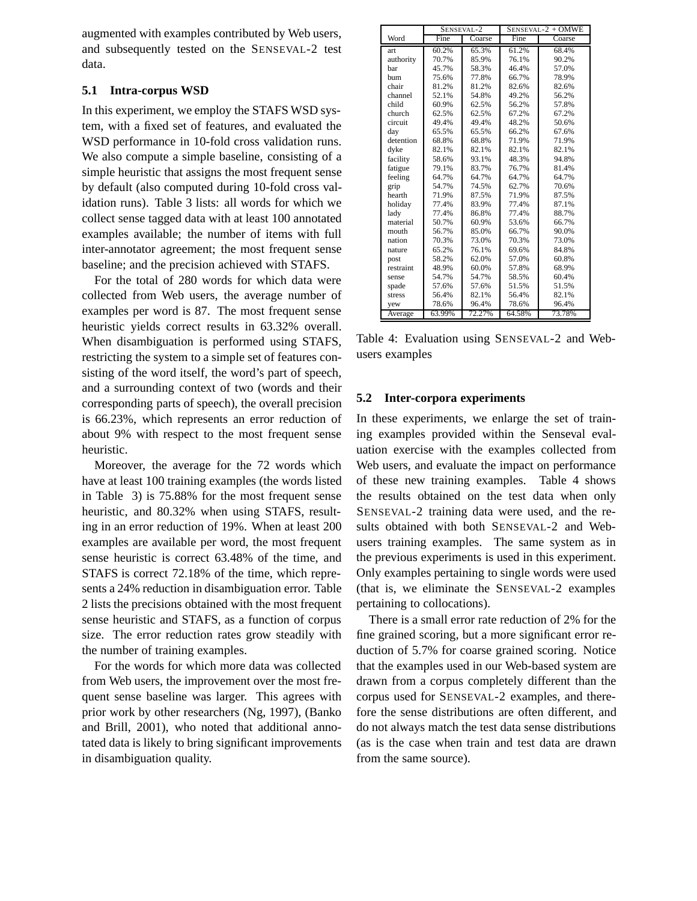augmented with examples contributed by Web users, and subsequently tested on the SENSEVAL-2 test data.

### 5.1 Intra-corpus WSD

In this experiment, we employ the STAFS WSD system, with a fixed set of features, and evaluated the WSD performance in 10-fold cross validation runs. We also compute a simple baseline, consisting of a simple heuristic that assigns the most frequent sense by default (also computed during 10-fold cross validation runs). Table 3 lists: all words for which we collect sense tagged data with at least 100 annotated examples available; the number of items with full inter-annotator agreement; the most frequent sense baseline; and the precision achieved with STAFS.

For the total of 280 words for which data were collected from Web users, the average number of examples per word is 87. The most frequent sense heuristic yields correct results in 63.32% overall. When disambiguation is performed using STAFS, restricting the system to a simple set of features consisting of the word itself, the word's part of speech, and a surrounding context of two (words and their corresponding parts of speech), the overall precision is 66.23%, which represents an error reduction of about 9% with respect to the most frequent sense heuristic.

Moreover, the average for the 72 words which have at least 100 training examples (the words listed in Table 3) is 75.88% for the most frequent sense heuristic, and 80.32% when using STAFS, resulting in an error reduction of 19%. When at least 200 examples are available per word, the most frequent sense heuristic is correct 63.48% of the time, and STAFS is correct 72.18% of the time, which represents a 24% reduction in disambiguation error. Table 2 lists the precisions obtained with the most frequent sense heuristic and STAFS, as a function of corpus size. The error reduction rates grow steadily with the number of training examples.

For the words for which more data was collected from Web users, the improvement over the most frequent sense baseline was larger. This agrees with prior work by other researchers (Ng, 1997), (Banko and Brill, 2001), who noted that additional annotated data is likely to bring significant improvements in disambiguation quality.

| | SENSEVAL-2 | | SENSEVAL-2 + OMWE | |
|---|---|---|---|---|
| Word | Fine | Coarse | Fine | Coarse |
| art | 60.2% | 65.3% | 61.2% | 68.4% |
| authority | 70.7% | 85.9% | 76.1% | 90.2% |
| bar | 45.7% | 58.3% | 46.4% | 57.0% |
| bum | 75.6% | 77.8% | 66.7% | 78.9% |
| chair | 81.2% | 81.2% | 82.6% | 82.6% |
| channel | 52.1% | 54.8% | 49.2% | 56.2% |
| child | 60.9% | 62.5% | 56.2% | 57.8% |
| church | 62.5% | 62.5% | 67.2% | 67.2% |
| circuit | 49.4% | 49.4% | 48.2% | 50.6% |
| day | 65.5% | 65.5% | 66.2% | 67.6% |
| detention | 68.8% | 68.8% | 71.9% | 71.9% |
| dyke | 82.1% | 82.1% | 82.1% | 82.1% |
| facility | 58.6% | 93.1% | 48.3% | 94.8% |
| fatigue | 79.1% | 83.7% | 76.7% | 81.4% |
| feeling | 64.7% | 64.7% | 64.7% | 64.7% |
| grip | 54.7% | 74.5% | 62.7% | 70.6% |
| hearth | 71.9% | 87.5% | 71.9% | 87.5% |
| holiday | 77.4% | 83.9% | 77.4% | 87.1% |
| lady | 77.4% | 86.8% | 77.4% | 88.7% |
| material | 50.7% | 60.9% | 53.6% | 66.7% |
| mouth | 56.7% | 85.0% | 66.7% | 90.0% |
| nation | 70.3% | 73.0% | 70.3% | 73.0% |
| nature | 65.2% | 76.1% | 69.6% | 84.8% |
| post | 58.2% | 62.0% | 57.0% | 60.8% |
| restraint | 48.9% | 60.0% | 57.8% | 68.9% |
| sense | 54.7% | 54.7% | 58.5% | 60.4% |
| spade | 57.6% | 57.6% | 51.5% | 51.5% |
| stress | 56.4% | 82.1% | 56.4% | 82.1% |
| yew | 78.6% | 96.4% | 78.6% | 96.4% |
| Average | 63.99% | 72.27% | 64.58% | 73.78% |

Table 4: Evaluation using SENSEVAL-2 and Web-users examples

### 5.2 Inter-corpora experiments

In these experiments, we enlarge the set of training examples provided within the Senseval evaluation exercise with the examples collected from Web users, and evaluate the impact on performance of these new training examples. Table 4 shows the results obtained on the test data when only SENSEVAL-2 training data were used, and the results obtained with both SENSEVAL-2 and Web-users training examples. The same system as in the previous experiments is used in this experiment. Only examples pertaining to single words were used (that is, we eliminate the SENSEVAL-2 examples pertaining to collocations).

There is a small error rate reduction of 2% for the fine grained scoring, but a more significant error reduction of 5.7% for coarse grained scoring. Notice that the examples used in our Web-based system are drawn from a corpus completely different than the corpus used for SENSEVAL-2 examples, and therefore the sense distributions are often different, and do not always match the test data sense distributions (as is the case when train and test data are drawn from the same source).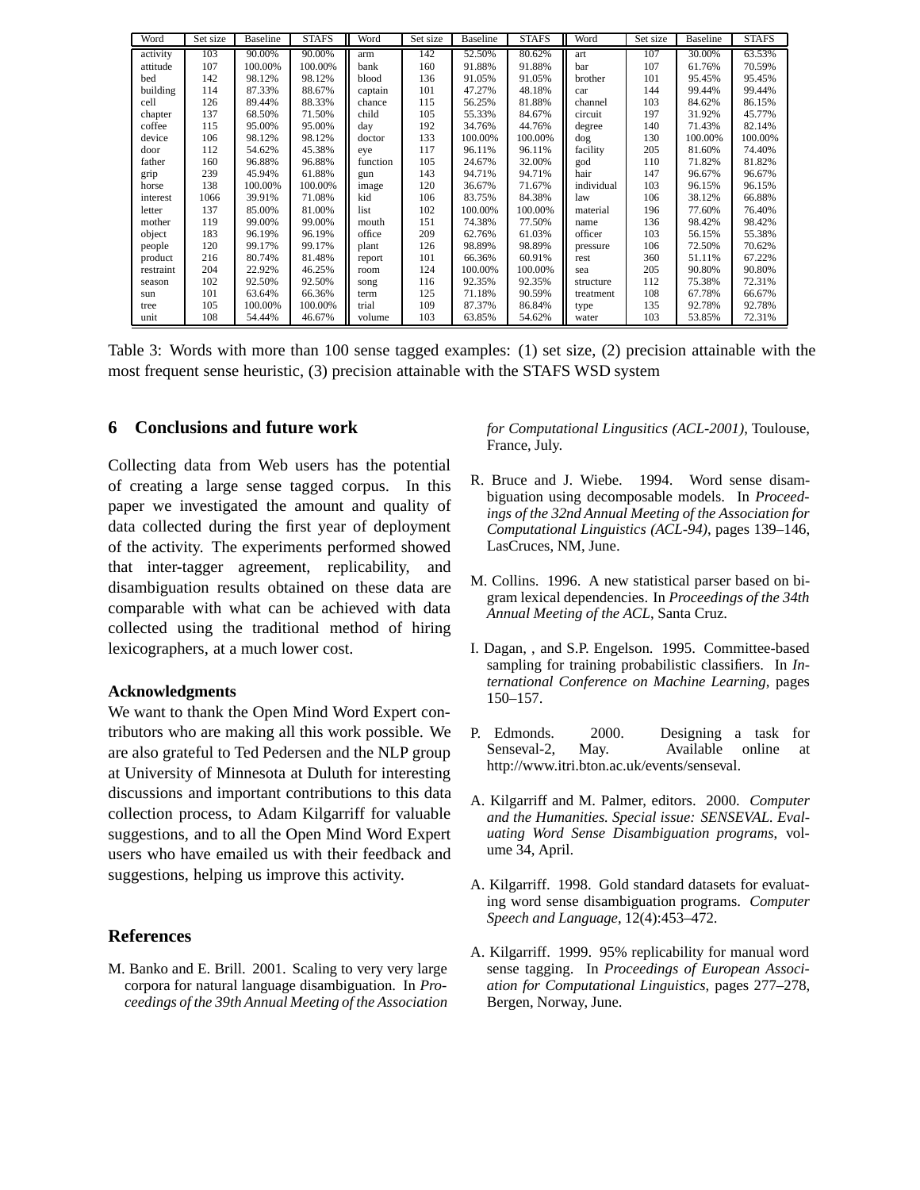| Word | Set size | Baseline | STAFS | Word | Set size | Baseline | STAFS | Word | Set size | Baseline | STAFS |
|---|---|---|---|---|---|---|---|---|---|---|---|
| activity | 103 | 90.00% | 90.00% | arm | 142 | 52.50% | 80.62% | art | 107 | 30.00% | 63.53% |
| attitude | 107 | 100.00% | 100.00% | bank | 160 | 91.88% | 91.88% | bar | 107 | 61.76% | 70.59% |
| bed | 142 | 98.12% | 98.12% | blood | 136 | 91.05% | 91.05% | brother | 101 | 95.45% | 95.45% |
| building | 114 | 87.33% | 88.67% | captain | 101 | 47.27% | 48.18% | car | 144 | 99.44% | 99.44% |
| cell | 126 | 89.44% | 88.33% | chance | 115 | 56.25% | 81.88% | channel | 103 | 84.62% | 86.15% |
| chapter | 137 | 68.50% | 71.50% | child | 105 | 55.33% | 84.67% | circuit | 197 | 31.92% | 45.77% |
| coffee | 115 | 95.00% | 95.00% | day | 192 | 34.76% | 44.76% | degree | 140 | 71.43% | 82.14% |
| device | 106 | 98.12% | 98.12% | doctor | 133 | 100.00% | 100.00% | dog | 130 | 100.00% | 100.00% |
| door | 112 | 54.62% | 45.38% | eye | 117 | 96.11% | 96.11% | facility | 205 | 81.60% | 74.40% |
| father | 160 | 96.88% | 96.88% | function | 105 | 24.67% | 32.00% | god | 110 | 71.82% | 81.82% |
| grip | 239 | 45.94% | 61.88% | gun | 143 | 94.71% | 94.71% | hair | 147 | 96.67% | 96.67% |
| horse | 138 | 100.00% | 100.00% | image | 120 | 36.67% | 71.67% | individual | 103 | 96.15% | 96.15% |
| interest | 1066 | 39.91% | 71.08% | kid | 106 | 83.75% | 84.38% | law | 106 | 38.12% | 66.88% |
| letter | 137 | 85.00% | 81.00% | list | 102 | 100.00% | 100.00% | material | 196 | 77.60% | 76.40% |
| mother | 119 | 99.00% | 99.00% | mouth | 151 | 74.38% | 77.50% | name | 136 | 98.42% | 98.42% |
| object | 183 | 96.19% | 96.19% | office | 209 | 62.76% | 61.03% | officer | 103 | 56.15% | 55.38% |
| people | 120 | 99.17% | 99.17% | plant | 126 | 98.89% | 98.89% | pressure | 106 | 72.50% | 70.62% |
| product | 216 | 80.74% | 81.48% | report | 101 | 66.36% | 60.91% | rest | 360 | 51.11% | 67.22% |
| restraint | 204 | 22.92% | 46.25% | room | 124 | 100.00% | 100.00% | sea | 205 | 90.80% | 90.80% |
| season | 102 | 92.50% | 92.50% | song | 116 | 92.35% | 92.35% | structure | 112 | 75.38% | 72.31% |
| sun | 101 | 63.64% | 66.36% | term | 125 | 71.18% | 90.59% | treatment | 108 | 67.78% | 66.67% |
| tree | 105 | 100.00% | 100.00% | trial | 109 | 87.37% | 86.84% | type | 135 | 92.78% | 92.78% |
| unit | 108 | 54.44% | 46.67% | volume | 103 | 63.85% | 54.62% | water | 103 | 53.85% | 72.31% |

Table 3: Words with more than 100 sense tagged examples: (1) set size, (2) precision attainable with the most frequent sense heuristic, (3) precision attainable with the STAFS WSD system

## 6 Conclusions and future work

Collecting data from Web users has the potential of creating a large sense tagged corpus. In this paper we investigated the amount and quality of data collected during the first year of deployment of the activity. The experiments performed showed that inter-tagger agreement, replicability, and disambiguation results obtained on these data are comparable with what can be achieved with data collected using the traditional method of hiring lexicographers, at a much lower cost.

### Acknowledgments

We want to thank the Open Mind Word Expert contributors who are making all this work possible. We are also grateful to Ted Pedersen and the NLP group at University of Minnesota at Duluth for interesting discussions and important contributions to this data collection process, to Adam Kilgarriff for valuable suggestions, and to all the Open Mind Word Expert users who have emailed us with their feedback and suggestions, helping us improve this activity.

## References

M. Banko and E. Brill. 2001. Scaling to very very large corpora for natural language disambiguation. In *Proceedings of the 39th Annual Meeting of the Association for Computational Lingusitics (ACL-2001)*, Toulouse, France, July.

R. Bruce and J. Wiebe. 1994. Word sense disambiguation using decomposable models. In *Proceedings of the 32nd Annual Meeting of the Association for Computational Linguistics (ACL-94)*, pages 139–146, LasCruces, NM, June.

M. Collins. 1996. A new statistical parser based on bigram lexical dependencies. In *Proceedings of the 34th Annual Meeting of the ACL*, Santa Cruz.

I. Dagan, , and S.P. Engelson. 1995. Committee-based sampling for training probabilistic classifiers. In *International Conference on Machine Learning*, pages 150–157.

P. Edmonds. 2000. Designing a task for Senseval-2, May. Available online at http://www.itri.bton.ac.uk/events/senseval.

A. Kilgarriff and M. Palmer, editors. 2000. *Computer and the Humanities. Special issue: SENSEVAL. Evaluating Word Sense Disambiguation programs*, volume 34, April.

A. Kilgarriff. 1998. Gold standard datasets for evaluating word sense disambiguation programs. *Computer Speech and Language*, 12(4):453–472.

A. Kilgarriff. 1999. 95% replicability for manual word sense tagging. In *Proceedings of European Association for Computational Linguistics*, pages 277–278, Bergen, Norway, June.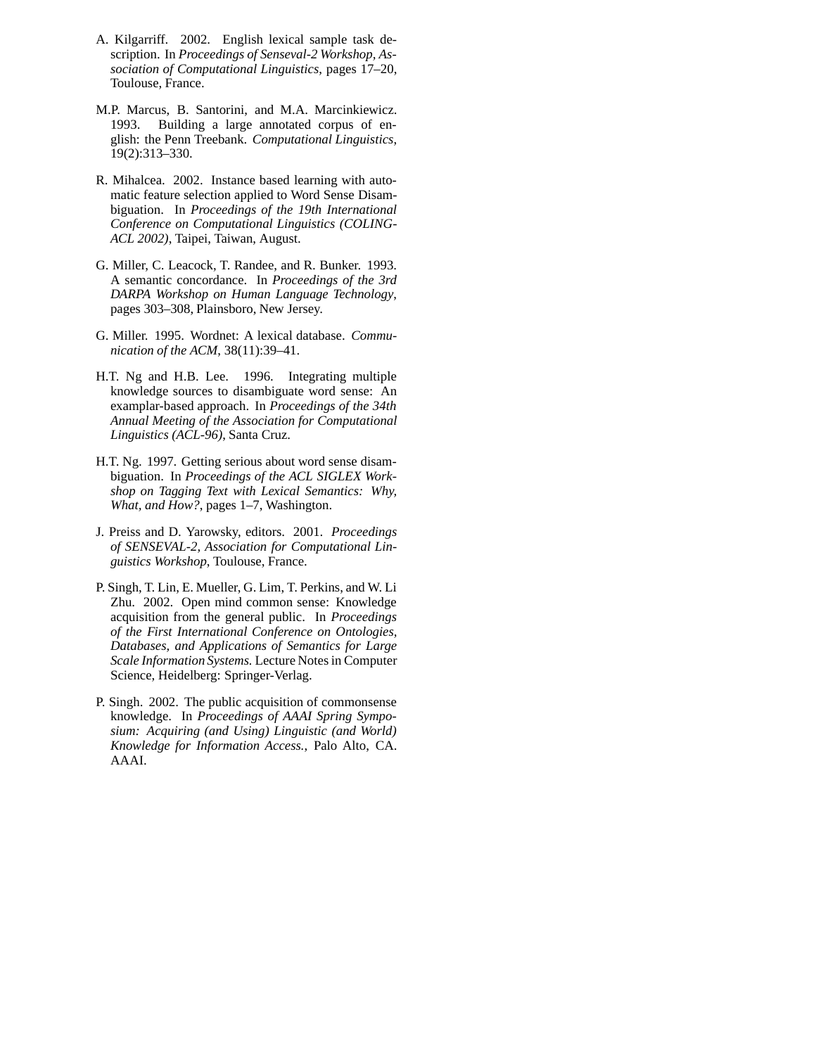A. Kilgarriff. 2002. English lexical sample task description. In *Proceedings of Senseval-2 Workshop, Association of Computational Linguistics*, pages 17–20, Toulouse, France.

M.P. Marcus, B. Santorini, and M.A. Marcinkiewicz. 1993. Building a large annotated corpus of english: the Penn Treebank. *Computational Linguistics*, 19(2):313–330.

R. Mihalcea. 2002. Instance based learning with automatic feature selection applied to Word Sense Disambiguation. In *Proceedings of the 19th International Conference on Computational Linguistics (COLING-ACL 2002)*, Taipei, Taiwan, August.

G. Miller, C. Leacock, T. Randee, and R. Bunker. 1993. A semantic concordance. In *Proceedings of the 3rd DARPA Workshop on Human Language Technology*, pages 303–308, Plainsboro, New Jersey.

G. Miller. 1995. Wordnet: A lexical database. *Communication of the ACM*, 38(11):39–41.

H.T. Ng and H.B. Lee. 1996. Integrating multiple knowledge sources to disambiguate word sense: An examplar-based approach. In *Proceedings of the 34th Annual Meeting of the Association for Computational Linguistics (ACL-96)*, Santa Cruz.

H.T. Ng. 1997. Getting serious about word sense disambiguation. In *Proceedings of the ACL SIGLEX Workshop on Tagging Text with Lexical Semantics: Why, What, and How?*, pages 1–7, Washington.

J. Preiss and D. Yarowsky, editors. 2001. *Proceedings of SENSEVAL-2, Association for Computational Linguistics Workshop*, Toulouse, France.

P. Singh, T. Lin, E. Mueller, G. Lim, T. Perkins, and W. Li Zhu. 2002. Open mind common sense: Knowledge acquisition from the general public. In *Proceedings of the First International Conference on Ontologies, Databases, and Applications of Semantics for Large Scale Information Systems.* Lecture Notes in Computer Science, Heidelberg: Springer-Verlag.

P. Singh. 2002. The public acquisition of commonsense knowledge. In *Proceedings of AAAI Spring Symposium: Acquiring (and Using) Linguistic (and World) Knowledge for Information Access.*, Palo Alto, CA. AAAI.